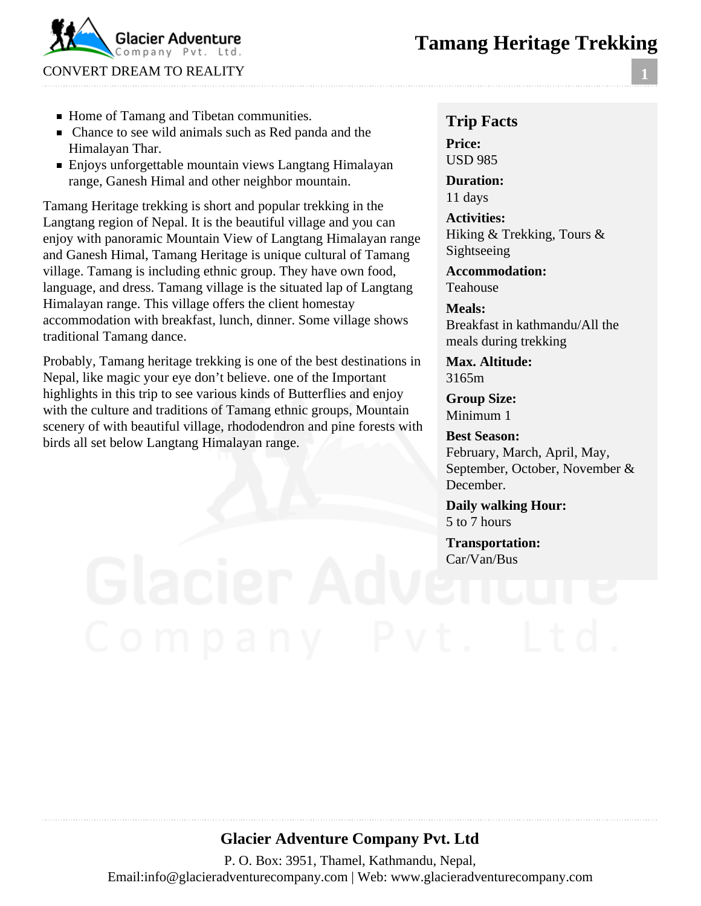# Tamang Heritage Trekking

- Home of Tamang and Tibetan communities.
- Chance to see wild animals such as Red panda and the Himalayan Thar.
- Enjoys unforgettable mountain views Langtang Himalayan range, Ganesh Himal and other neighbor mountain.

Tamang Heritage trekking is short and popular trekking in the Langtang region of Nepal. It is the beautiful village and you can enjoy with panoramic Mountain View of Langtang Himalayan range and Ganesh Himal, Tamang Heritage is unique cultural of Tamang village. Tamang is including ethnic group. They have own food, language, and dress. Tamang village is the situated lap of Langtang Himalayan range. This village offers the client homestay accommodation with breakfast, lunch, dinner. Some village shows traditional Tamang dance.

Probably, Tamang heritage trekking is one of the best destinations in Nepal, like magic your eye don't believe. one of the Important highlights in this trip to see various kinds of Butterflies and enjoy with the culture and traditions of Tamang ethnic groups, Mountain scenery of with beautiful village, rhododendron and pine forests with birds all set below Langtang Himalayan range.

## Trip Facts

**Price:**
USD 985

**Duration:**
11 days

**Activities:**
Hiking & Trekking, Tours & Sightseeing

**Accommodation:**
Teahouse

**Meals:**
Breakfast in kathmandu/All the meals during trekking

**Max. Altitude:**
3165m

**Group Size:**
Minimum 1

**Best Season:**
February, March, April, May, September, October, November & December.

**Daily walking Hour:**
5 to 7 hours

**Transportation:**
Car/Van/Bus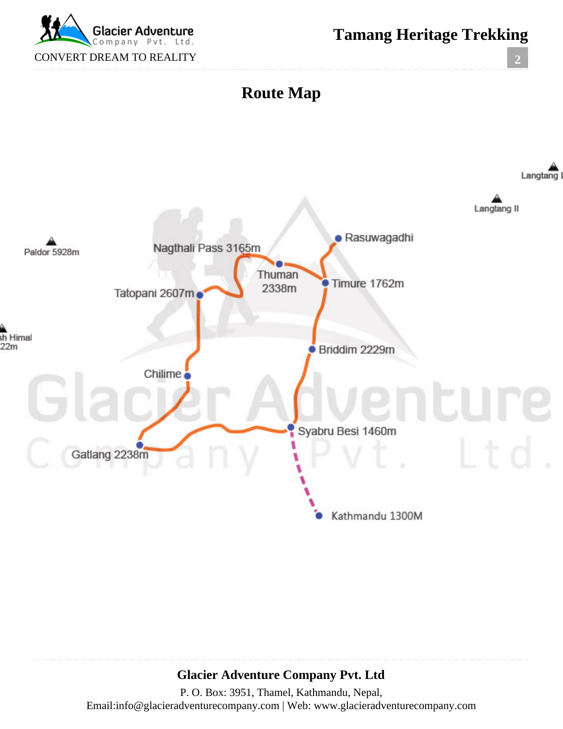# Route Map

Langtang I

Langtang II

Paldor 5928m

Rasuwagadhi

Nagthali Pass 3165m

Thuman 2338m

Timure 1762m

Tatopani 2607m

sh Himal 22m

Briddim 2229m

Chilime

Syabru Besi 1460m

Gatlang 2238m

Kathmandu 1300M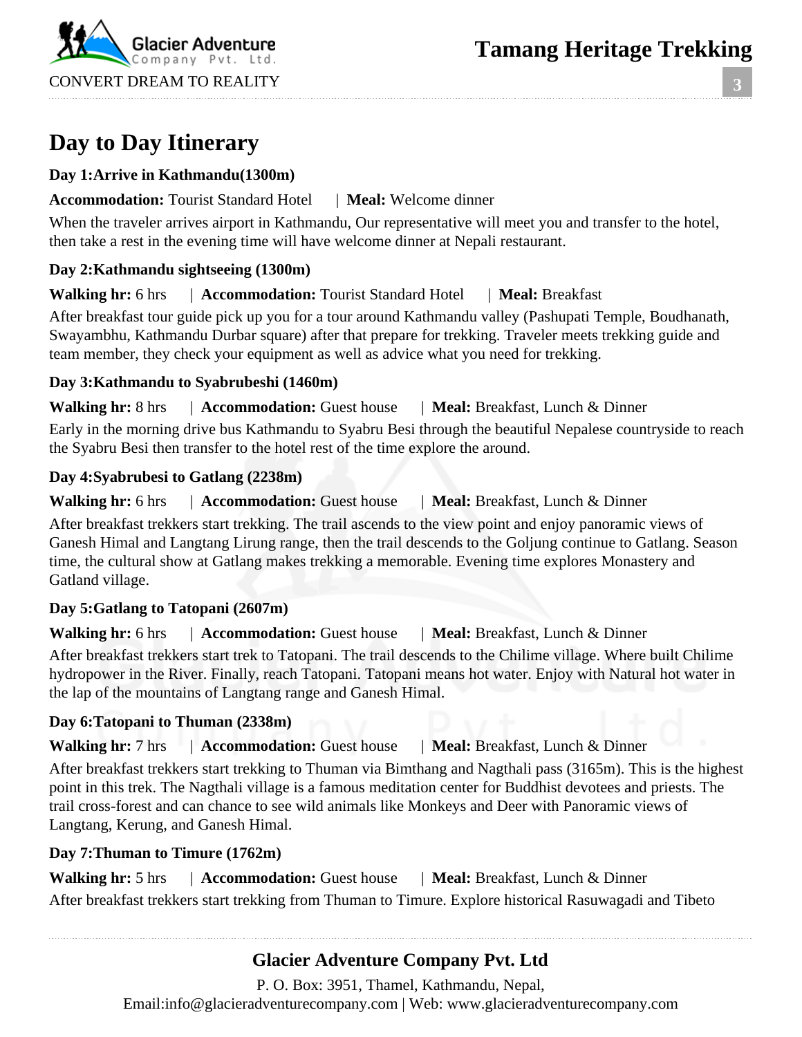## Day to Day Itinerary

**Day 1:Arrive in Kathmandu(1300m)**

**Accommodation:** Tourist Standard Hotel | **Meal:** Welcome dinner

When the traveler arrives airport in Kathmandu, Our representative will meet you and transfer to the hotel, then take a rest in the evening time will have welcome dinner at Nepali restaurant.

**Day 2:Kathmandu sightseeing (1300m)**

**Walking hr:** 6 hrs | **Accommodation:** Tourist Standard Hotel | **Meal:** Breakfast

After breakfast tour guide pick up you for a tour around Kathmandu valley (Pashupati Temple, Boudhanath, Swayambhu, Kathmandu Durbar square) after that prepare for trekking. Traveler meets trekking guide and team member, they check your equipment as well as advice what you need for trekking.

**Day 3:Kathmandu to Syabrubeshi (1460m)**

**Walking hr:** 8 hrs | **Accommodation:** Guest house | **Meal:** Breakfast, Lunch & Dinner

Early in the morning drive bus Kathmandu to Syabru Besi through the beautiful Nepalese countryside to reach the Syabru Besi then transfer to the hotel rest of the time explore the around.

**Day 4:Syabrubesi to Gatlang (2238m)**

**Walking hr:** 6 hrs | **Accommodation:** Guest house | **Meal:** Breakfast, Lunch & Dinner

After breakfast trekkers start trekking. The trail ascends to the view point and enjoy panoramic views of Ganesh Himal and Langtang Lirung range, then the trail descends to the Goljung continue to Gatlang. Season time, the cultural show at Gatlang makes trekking a memorable. Evening time explores Monastery and Gatland village.

**Day 5:Gatlang to Tatopani (2607m)**

**Walking hr:** 6 hrs | **Accommodation:** Guest house | **Meal:** Breakfast, Lunch & Dinner

After breakfast trekkers start trek to Tatopani. The trail descends to the Chilime village. Where built Chilime hydropower in the River. Finally, reach Tatopani. Tatopani means hot water. Enjoy with Natural hot water in the lap of the mountains of Langtang range and Ganesh Himal.

**Day 6:Tatopani to Thuman (2338m)**

**Walking hr:** 7 hrs | **Accommodation:** Guest house | **Meal:** Breakfast, Lunch & Dinner

After breakfast trekkers start trekking to Thuman via Bimthang and Nagthali pass (3165m). This is the highest point in this trek. The Nagthali village is a famous meditation center for Buddhist devotees and priests. The trail cross-forest and can chance to see wild animals like Monkeys and Deer with Panoramic views of Langtang, Kerung, and Ganesh Himal.

**Day 7:Thuman to Timure (1762m)**

**Walking hr:** 5 hrs | **Accommodation:** Guest house | **Meal:** Breakfast, Lunch & Dinner

After breakfast trekkers start trekking from Thuman to Timure. Explore historical Rasuwagadi and Tibeto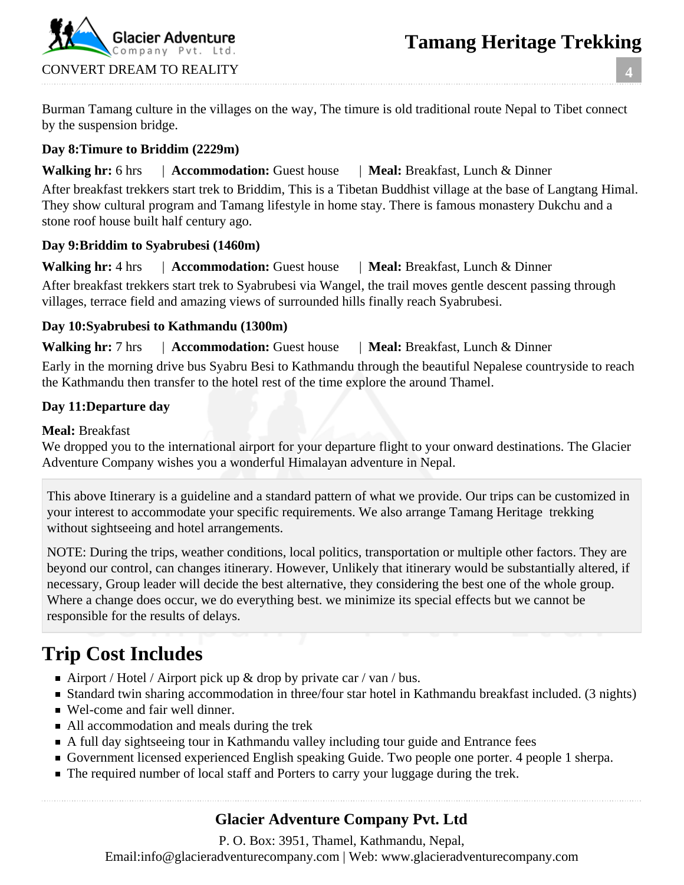Burman Tamang culture in the villages on the way, The timure is old traditional route Nepal to Tibet connect by the suspension bridge.

**Day 8:Timure to Briddim (2229m)**

**Walking hr:** 6 hrs | **Accommodation:** Guest house | **Meal:** Breakfast, Lunch & Dinner

After breakfast trekkers start trek to Briddim, This is a Tibetan Buddhist village at the base of Langtang Himal. They show cultural program and Tamang lifestyle in home stay. There is famous monastery Dukchu and a stone roof house built half century ago.

**Day 9:Briddim to Syabrubesi (1460m)**

**Walking hr:** 4 hrs | **Accommodation:** Guest house | **Meal:** Breakfast, Lunch & Dinner

After breakfast trekkers start trek to Syabrubesi via Wangel, the trail moves gentle descent passing through villages, terrace field and amazing views of surrounded hills finally reach Syabrubesi.

**Day 10:Syabrubesi to Kathmandu (1300m)**

**Walking hr:** 7 hrs | **Accommodation:** Guest house | **Meal:** Breakfast, Lunch & Dinner

Early in the morning drive bus Syabru Besi to Kathmandu through the beautiful Nepalese countryside to reach the Kathmandu then transfer to the hotel rest of the time explore the around Thamel.

**Day 11:Departure day**

**Meal:** Breakfast

We dropped you to the international airport for your departure flight to your onward destinations. The Glacier Adventure Company wishes you a wonderful Himalayan adventure in Nepal.

This above Itinerary is a guideline and a standard pattern of what we provide. Our trips can be customized in your interest to accommodate your specific requirements. We also arrange Tamang Heritage trekking without sightseeing and hotel arrangements.

NOTE: During the trips, weather conditions, local politics, transportation or multiple other factors. They are beyond our control, can changes itinerary. However, Unlikely that itinerary would be substantially altered, if necessary, Group leader will decide the best alternative, they considering the best one of the whole group. Where a change does occur, we do everything best. we minimize its special effects but we cannot be responsible for the results of delays.

# Trip Cost Includes

- Airport / Hotel / Airport pick up & drop by private car / van / bus.
- Standard twin sharing accommodation in three/four star hotel in Kathmandu breakfast included. (3 nights)
- Wel-come and fair well dinner.
- All accommodation and meals during the trek
- A full day sightseeing tour in Kathmandu valley including tour guide and Entrance fees
- Government licensed experienced English speaking Guide. Two people one porter. 4 people 1 sherpa.
- The required number of local staff and Porters to carry your luggage during the trek.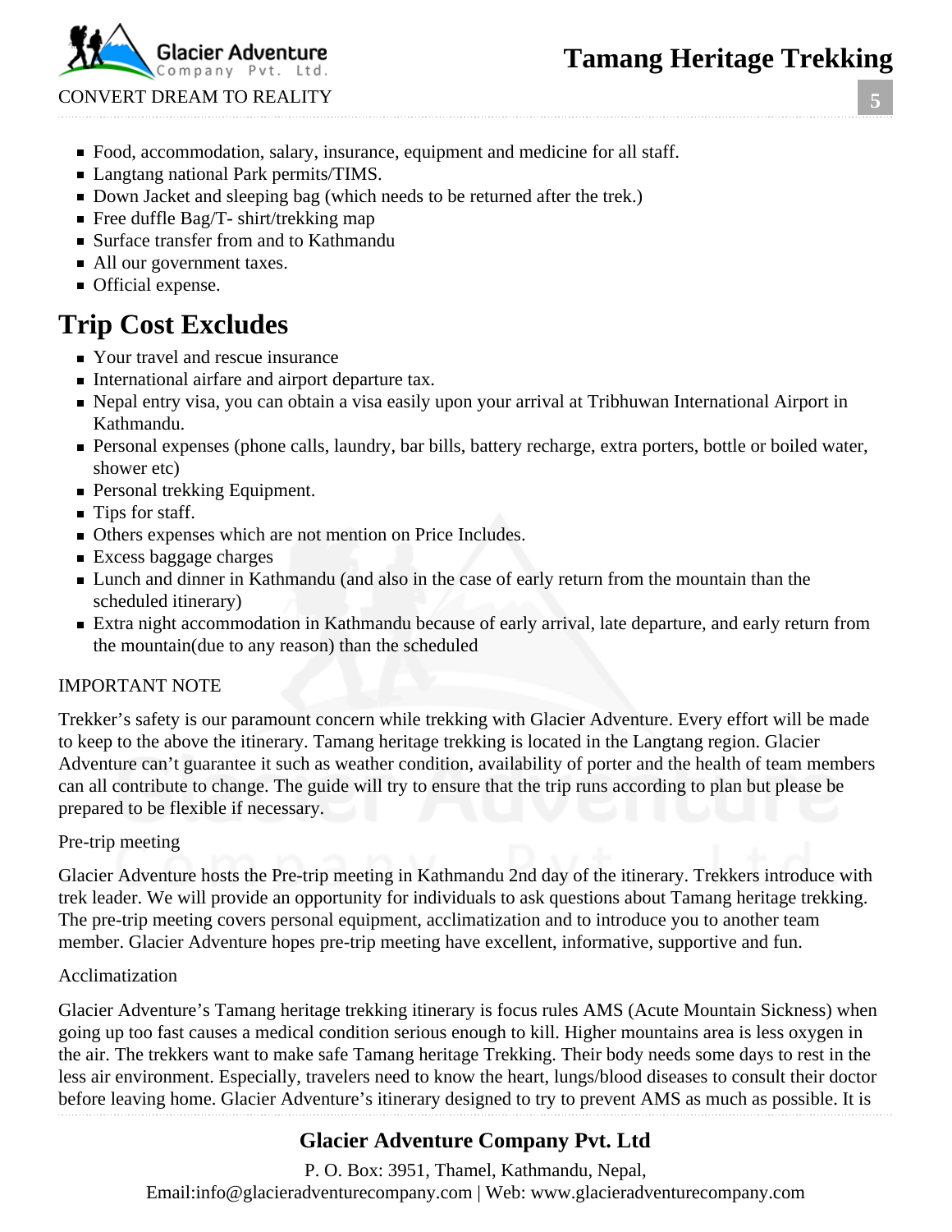- Food, accommodation, salary, insurance, equipment and medicine for all staff.
- Langtang national Park permits/TIMS.
- Down Jacket and sleeping bag (which needs to be returned after the trek.)
- Free duffle Bag/T- shirt/trekking map
- Surface transfer from and to Kathmandu
- All our government taxes.
- Official expense.

# Trip Cost Excludes

- Your travel and rescue insurance
- International airfare and airport departure tax.
- Nepal entry visa, you can obtain a visa easily upon your arrival at Tribhuwan International Airport in Kathmandu.
- Personal expenses (phone calls, laundry, bar bills, battery recharge, extra porters, bottle or boiled water, shower etc)
- Personal trekking Equipment.
- Tips for staff.
- Others expenses which are not mention on Price Includes.
- Excess baggage charges
- Lunch and dinner in Kathmandu (and also in the case of early return from the mountain than the scheduled itinerary)
- Extra night accommodation in Kathmandu because of early arrival, late departure, and early return from the mountain(due to any reason) than the scheduled

IMPORTANT NOTE

Trekker's safety is our paramount concern while trekking with Glacier Adventure. Every effort will be made to keep to the above the itinerary. Tamang heritage trekking is located in the Langtang region. Glacier Adventure can't guarantee it such as weather condition, availability of porter and the health of team members can all contribute to change. The guide will try to ensure that the trip runs according to plan but please be prepared to be flexible if necessary.

Pre-trip meeting

Glacier Adventure hosts the Pre-trip meeting in Kathmandu 2nd day of the itinerary. Trekkers introduce with trek leader. We will provide an opportunity for individuals to ask questions about Tamang heritage trekking. The pre-trip meeting covers personal equipment, acclimatization and to introduce you to another team member. Glacier Adventure hopes pre-trip meeting have excellent, informative, supportive and fun.

Acclimatization

Glacier Adventure's Tamang heritage trekking itinerary is focus rules AMS (Acute Mountain Sickness) when going up too fast causes a medical condition serious enough to kill. Higher mountains area is less oxygen in the air. The trekkers want to make safe Tamang heritage Trekking. Their body needs some days to rest in the less air environment. Especially, travelers need to know the heart, lungs/blood diseases to consult their doctor before leaving home. Glacier Adventure's itinerary designed to try to prevent AMS as much as possible. It is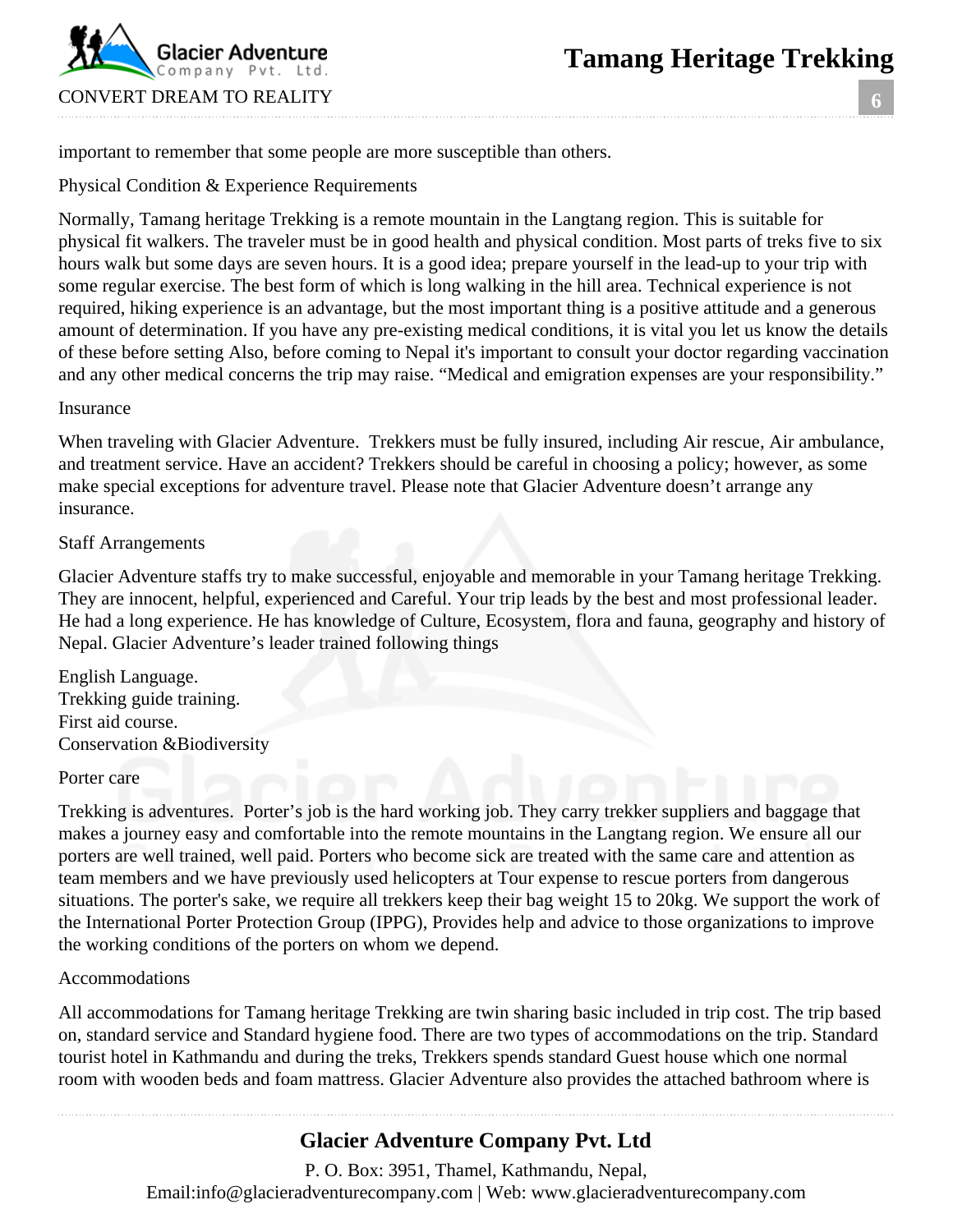important to remember that some people are more susceptible than others.

## Physical Condition & Experience Requirements

Normally, Tamang heritage Trekking is a remote mountain in the Langtang region. This is suitable for physical fit walkers. The traveler must be in good health and physical condition. Most parts of treks five to six hours walk but some days are seven hours. It is a good idea; prepare yourself in the lead-up to your trip with some regular exercise. The best form of which is long walking in the hill area. Technical experience is not required, hiking experience is an advantage, but the most important thing is a positive attitude and a generous amount of determination. If you have any pre-existing medical conditions, it is vital you let us know the details of these before setting Also, before coming to Nepal it's important to consult your doctor regarding vaccination and any other medical concerns the trip may raise. "Medical and emigration expenses are your responsibility."

## Insurance

When traveling with Glacier Adventure. Trekkers must be fully insured, including Air rescue, Air ambulance, and treatment service. Have an accident? Trekkers should be careful in choosing a policy; however, as some make special exceptions for adventure travel. Please note that Glacier Adventure doesn't arrange any insurance.

## Staff Arrangements

Glacier Adventure staffs try to make successful, enjoyable and memorable in your Tamang heritage Trekking. They are innocent, helpful, experienced and Careful. Your trip leads by the best and most professional leader. He had a long experience. He has knowledge of Culture, Ecosystem, flora and fauna, geography and history of Nepal. Glacier Adventure's leader trained following things

English Language.
Trekking guide training.
First aid course.
Conservation &Biodiversity

## Porter care

Trekking is adventures. Porter's job is the hard working job. They carry trekker suppliers and baggage that makes a journey easy and comfortable into the remote mountains in the Langtang region. We ensure all our porters are well trained, well paid. Porters who become sick are treated with the same care and attention as team members and we have previously used helicopters at Tour expense to rescue porters from dangerous situations. The porter's sake, we require all trekkers keep their bag weight 15 to 20kg. We support the work of the International Porter Protection Group (IPPG), Provides help and advice to those organizations to improve the working conditions of the porters on whom we depend.

## Accommodations

All accommodations for Tamang heritage Trekking are twin sharing basic included in trip cost. The trip based on, standard service and Standard hygiene food. There are two types of accommodations on the trip. Standard tourist hotel in Kathmandu and during the treks, Trekkers spends standard Guest house which one normal room with wooden beds and foam mattress. Glacier Adventure also provides the attached bathroom where is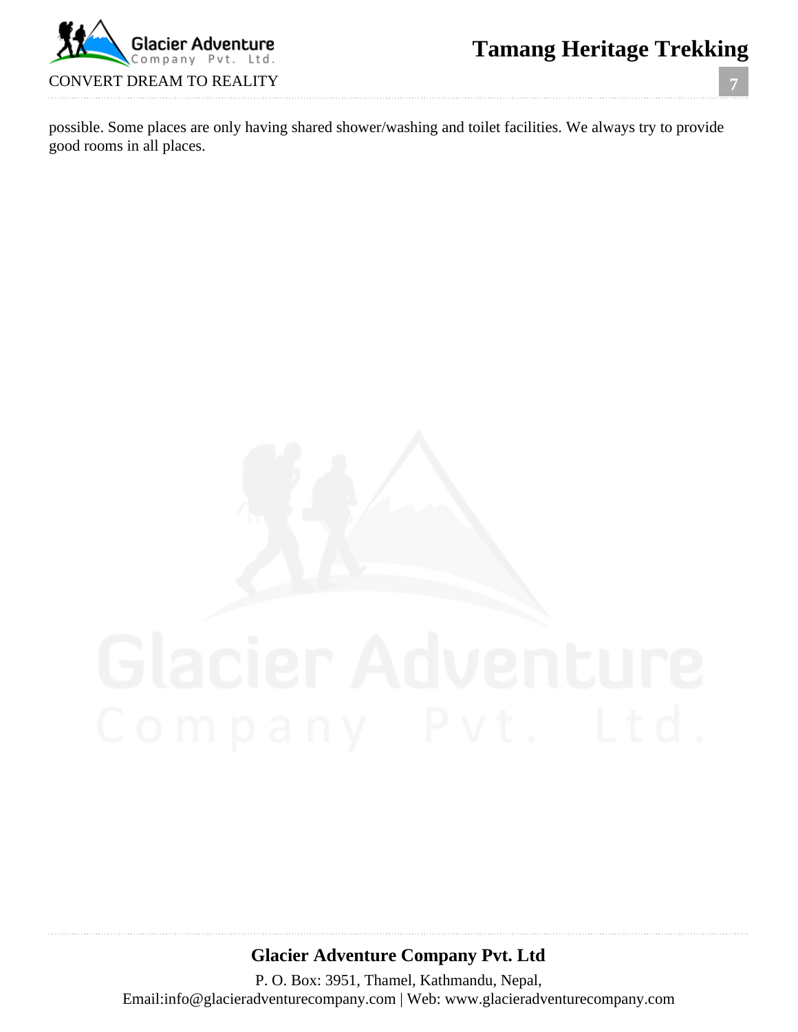possible. Some places are only having shared shower/washing and toilet facilities. We always try to provide good rooms in all places.